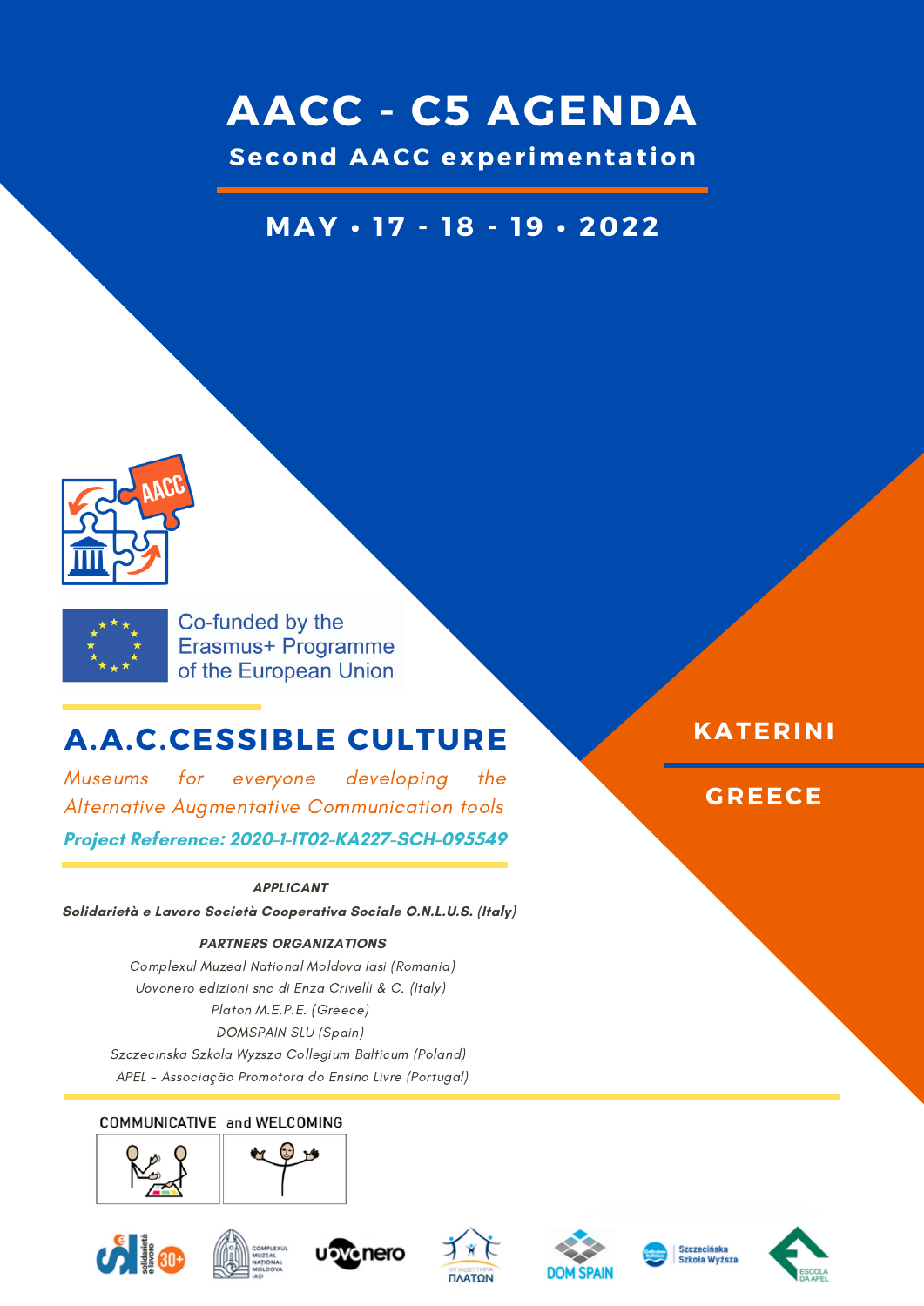# AACC - C5 AGENDA

## Second AACC experimentation

**MAY • 17 - 18 - 19 • 2022**

Co-funded by the Erasmus+ Programme of the European Union

**KATERINI**

**GREECE**

## A.A.C.CESSIBLE CULTURE

*Museums for everyone developing the Alternative Augmentative Communication tools*

***Project Reference: 2020-1-IT02-KA227-SCH-095549***

***APPLICANT***

***Solidarietà e Lavoro Società Cooperativa Sociale O.N.L.U.S. (Italy)***

***PARTNERS ORGANIZATIONS***

*Complexul Muzeal National Moldova Iasi (Romania)*
*Uovonero edizioni snc di Enza Crivelli & C. (Italy)*
*Platon M.E.P.E. (Greece)*
*DOMSPAIN SLU (Spain)*
*Szczecinska Szkola Wyzsza Collegium Balticum (Poland)*
*APEL - Associação Promotora do Ensino Livre (Portugal)*

COMMUNICATIVE and WELCOMING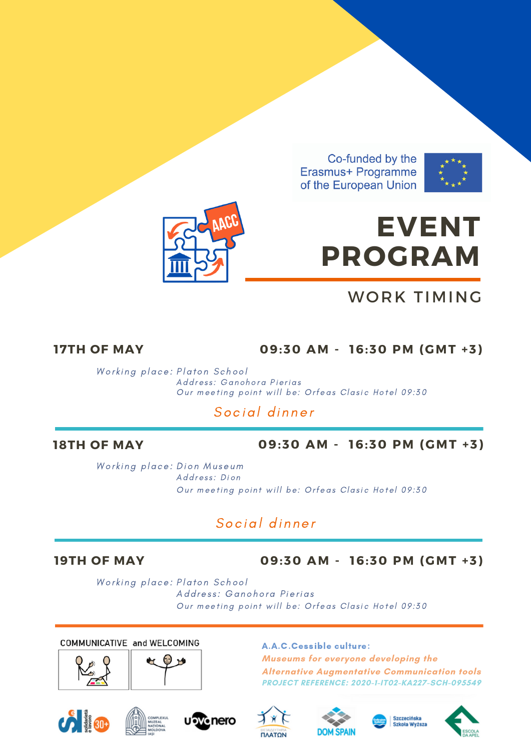Co-funded by the Erasmus+ Programme of the European Union

# EVENT PROGRAM

## WORK TIMING

### 17TH OF MAY — 09:30 AM - 16:30 PM (GMT +3)

*Working place: Platon School*
*Address: Ganohora Pierias*
*Our meeting point will be: Orfeas Clasic Hotel 09:30*

*Social dinner*

---

### 18TH OF MAY — 09:30 AM - 16:30 PM (GMT +3)

*Working place: Dion Museum*
*Address: Dion*
*Our meeting point will be: Orfeas Clasic Hotel 09:30*

*Social dinner*

---

### 19TH OF MAY — 09:30 AM - 16:30 PM (GMT +3)

*Working place: Platon School*
*Address: Ganohora Pierias*
*Our meeting point will be: Orfeas Clasic Hotel 09:30*

---

COMMUNICATIVE and WELCOMING

**A.A.C.Cessible culture:**
***Museums for everyone developing the Alternative Augmentative Communication tools***
*PROJECT REFERENCE: 2020-1-IT02-KA227-SCH-095549*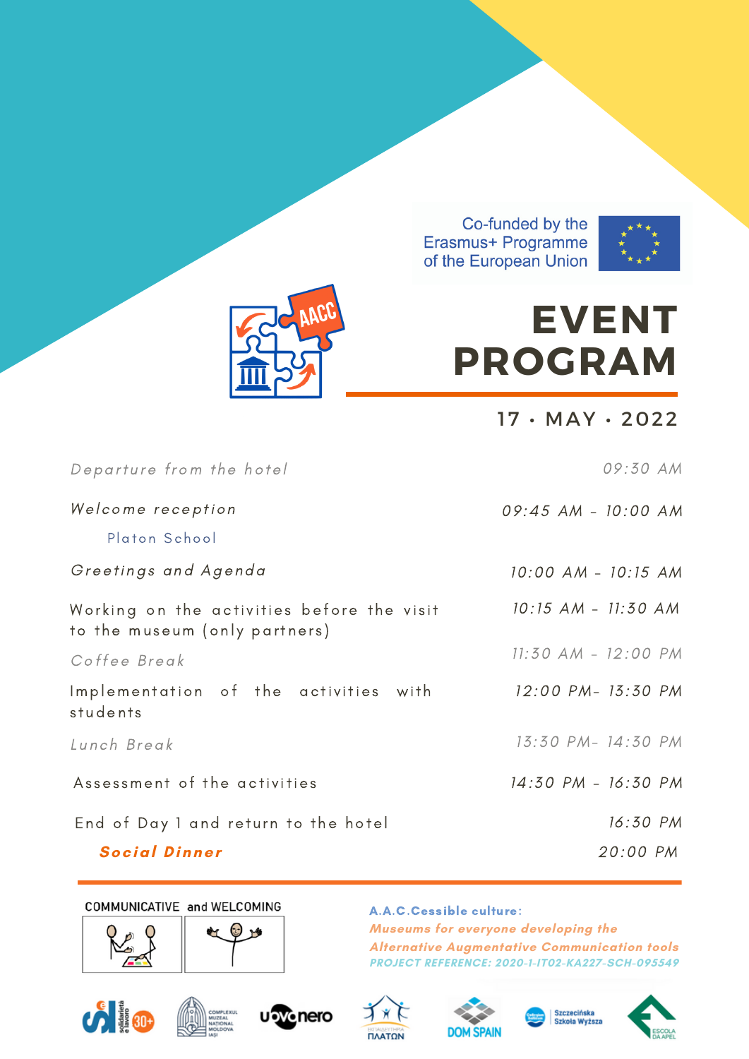Co-funded by the Erasmus+ Programme of the European Union

# EVENT PROGRAM

17 · MAY · 2022

| | |
|---|---|
| *Departure from the hotel* | *09:30 AM* |
| *Welcome reception* | *09:45 AM - 10:00 AM* |
| Platon School | |
| *Greetings and Agenda* | *10:00 AM - 10:15 AM* |
| Working on the activities before the visit to the museum (only partners) | *10:15 AM - 11:30 AM* |
| *Coffee Break* | *11:30 AM - 12:00 PM* |
| Implementation of the activities with students | *12:00 PM- 13:30 PM* |
| *Lunch Break* | *13:30 PM- 14:30 PM* |
| Assessment of the activities | *14:30 PM - 16:30 PM* |
| End of Day 1 and return to the hotel | *16:30 PM* |
| ***Social Dinner*** | *20:00 PM* |

COMMUNICATIVE and WELCOMING

**A.A.C.Cessible culture:**
***Museums for everyone developing the Alternative Augmentative Communication tools***
***PROJECT REFERENCE: 2020-1-IT02-KA227-SCH-095549***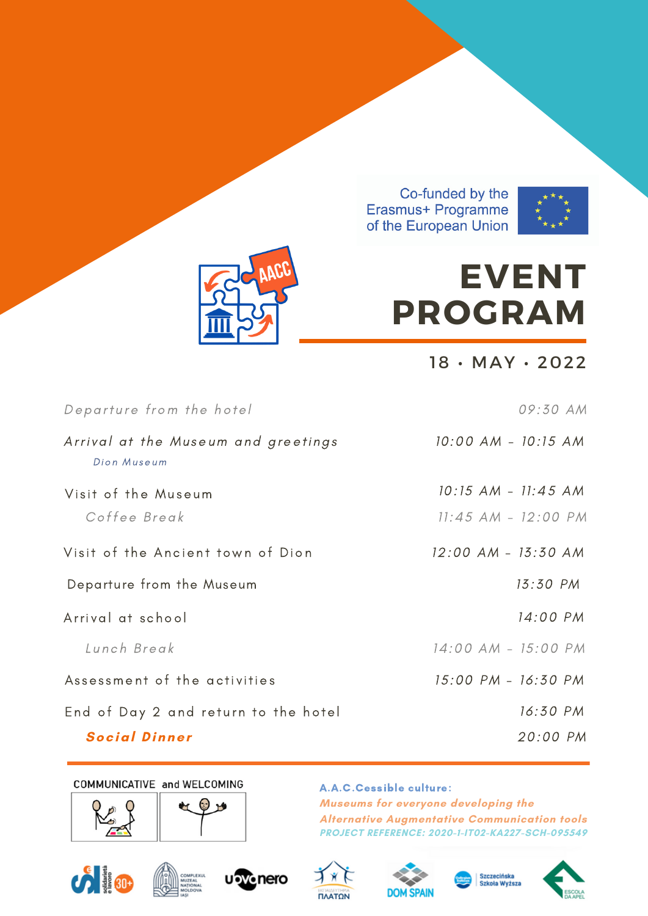Co-funded by the Erasmus+ Programme of the European Union

# EVENT PROGRAM

18 · MAY · 2022

| | |
|---|---|
| *Departure from the hotel* | *09:30 AM* |
| *Arrival at the Museum and greetings* | *10:00 AM - 10:15 AM* |
| *Dion Museum* | |
| Visit of the Museum | 10:15 AM - 11:45 AM |
| *Coffee Break* | *11:45 AM - 12:00 PM* |
| Visit of the Ancient town of Dion | 12:00 AM - 13:30 AM |
| Departure from the Museum | 13:30 PM |
| Arrival at school | 14:00 PM |
| *Lunch Break* | *14:00 AM - 15:00 PM* |
| Assessment of the activities | 15:00 PM - 16:30 PM |
| End of Day 2 and return to the hotel | 16:30 PM |
| ***Social Dinner*** | 20:00 PM |

COMMUNICATIVE and WELCOMING

**A.A.C.Cessible culture:**
***Museums for everyone developing the Alternative Augmentative Communication tools***
***PROJECT REFERENCE: 2020-1-IT02-KA227-SCH-095549***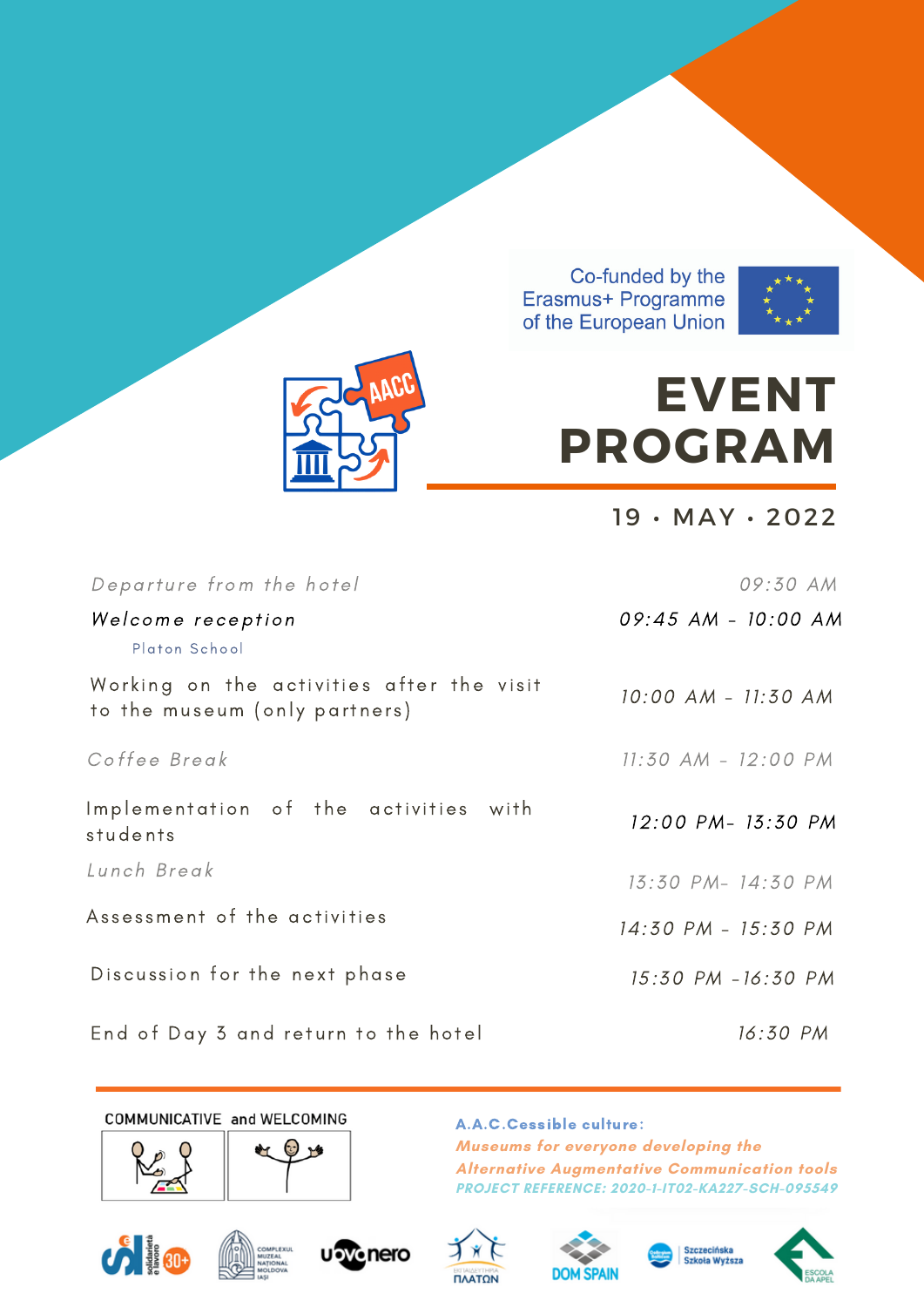Co-funded by the Erasmus+ Programme of the European Union

# EVENT PROGRAM

## 19 · MAY · 2022

| Activity | Time |
|---|---|
| *Departure from the hotel* | *09:30 AM* |
| *Welcome reception* <br> Platon School | *09:45 AM - 10:00 AM* |
| Working on the activities after the visit to the museum (only partners) | *10:00 AM - 11:30 AM* |
| *Coffee Break* | *11:30 AM - 12:00 PM* |
| Implementation of the activities with students | *12:00 PM- 13:30 PM* |
| *Lunch Break* | *13:30 PM- 14:30 PM* |
| Assessment of the activities | *14:30 PM - 15:30 PM* |
| Discussion for the next phase | *15:30 PM -16:30 PM* |
| End of Day 3 and return to the hotel | *16:30 PM* |

COMMUNICATIVE and WELCOMING

**A.A.C.Cessible culture:**
***Museums for everyone developing the Alternative Augmentative Communication tools***
***PROJECT REFERENCE: 2020-1-IT02-KA227-SCH-095549***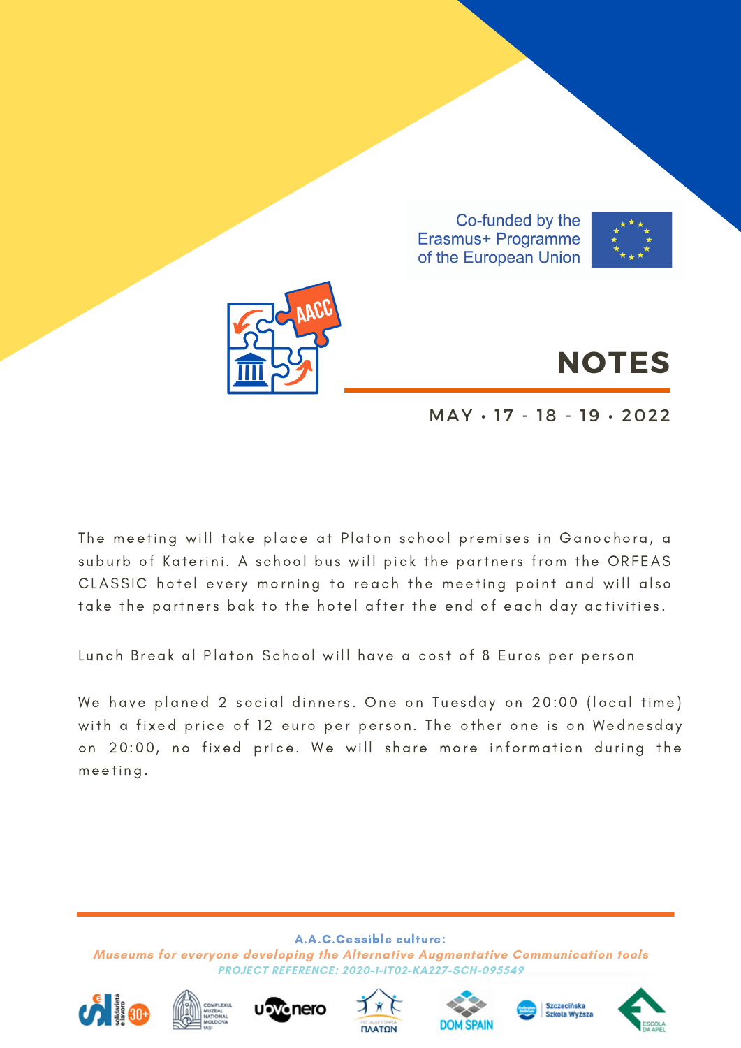Co-funded by the Erasmus+ Programme of the European Union

# NOTES

MAY • 17 - 18 - 19 • 2022

The meeting will take place at Platon school premises in Ganochora, a suburb of Katerini. A school bus will pick the partners from the ORFEAS CLASSIC hotel every morning to reach the meeting point and will also take the partners bak to the hotel after the end of each day activities.

Lunch Break al Platon School will have a cost of 8 Euros per person

We have planed 2 social dinners. One on Tuesday on 20:00 (local time) with a fixed price of 12 euro per person. The other one is on Wednesday on 20:00, no fixed price. We will share more information during the meeting.

**A.A.C.Cessible culture:**

*Museums for everyone developing the Alternative Augmentative Communication tools*

*PROJECT REFERENCE: 2020-1-IT02-KA227-SCH-095549*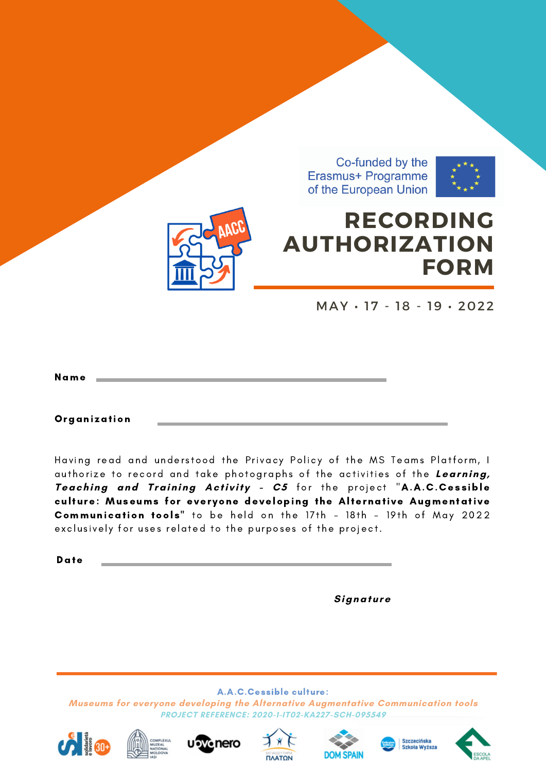Co-funded by the Erasmus+ Programme of the European Union

# RECORDING AUTHORIZATION FORM

MAY • 17 - 18 - 19 • 2022

**Name** ______________________________

**Organization** ______________________________

Having read and understood the Privacy Policy of the MS Teams Platform, I authorize to record and take photographs of the activities of the ***Learning, Teaching and Training Activity - C5*** for the project "**A.A.C.Cessible culture: Museums for everyone developing the Alternative Augmentative Communication tools**" to be held on the 17th - 18th - 19th of May 2022 exclusively for uses related to the purposes of the project.

**Date** ______________________________

***Signature***

**A.A.C.Cessible culture:**

***Museums for everyone developing the Alternative Augmentative Communication tools***

***PROJECT REFERENCE: 2020-1-IT02-KA227-SCH-095549***